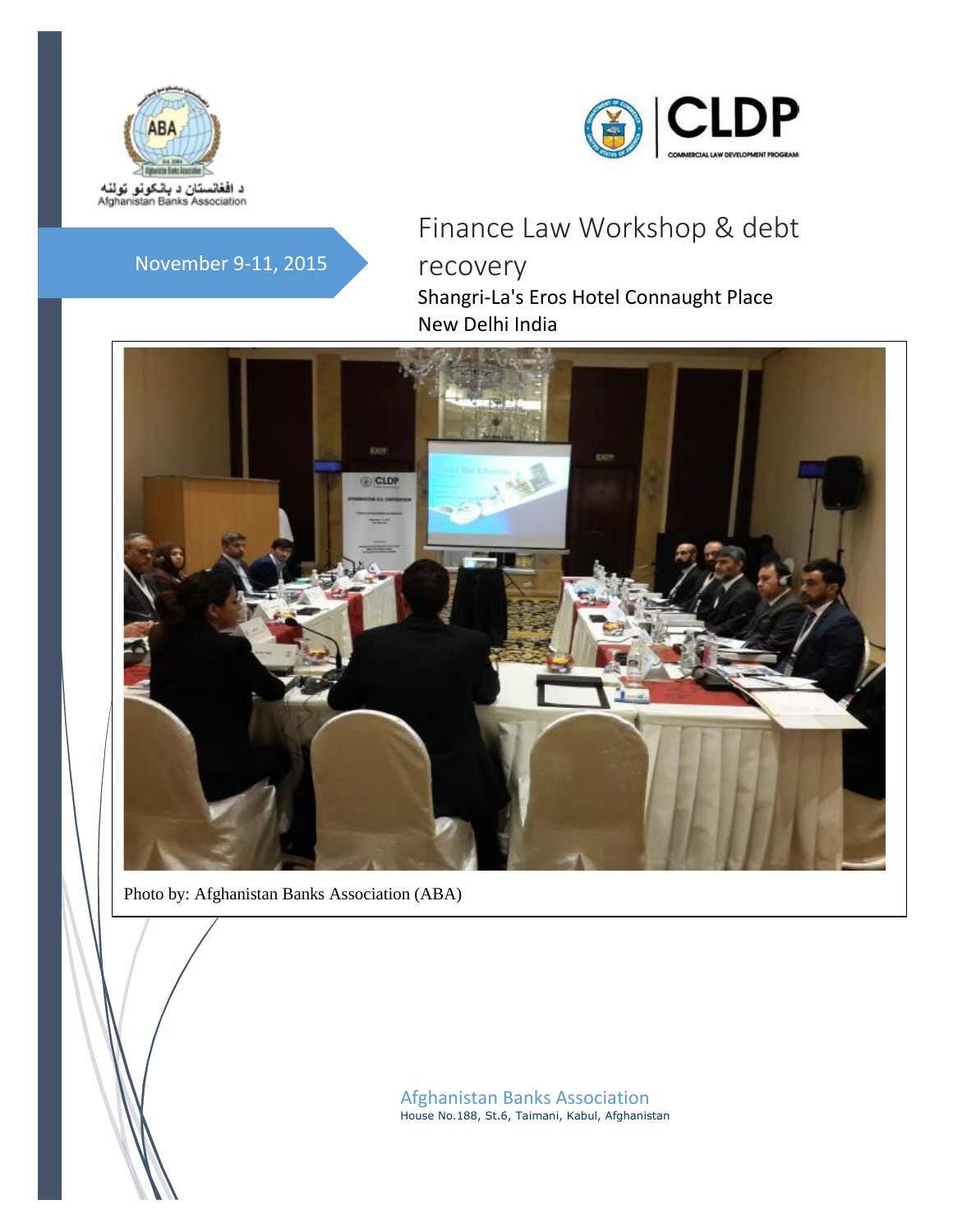د افغانستان د بانکونو ټولنه
Afghanistan Banks Association

CLDP
COMMERCIAL LAW DEVELOPMENT PROGRAM

November 9-11, 2015

# Finance Law Workshop & debt recovery

Shangri-La's Eros Hotel Connaught Place
New Delhi India

Photo by: Afghanistan Banks Association (ABA)

Afghanistan Banks Association
House No.188, St.6, Taimani, Kabul, Afghanistan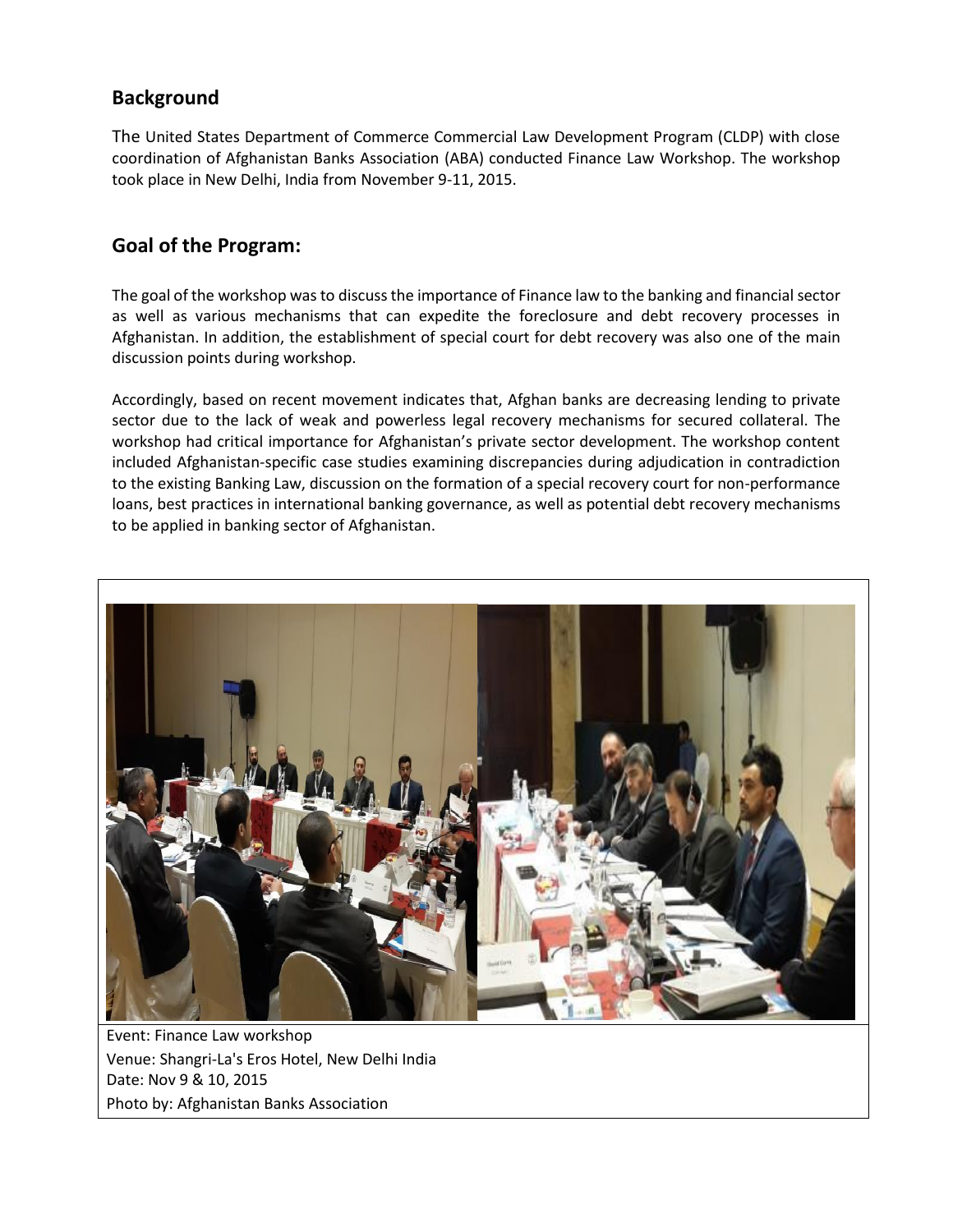## Background

The United States Department of Commerce Commercial Law Development Program (CLDP) with close coordination of Afghanistan Banks Association (ABA) conducted Finance Law Workshop. The workshop took place in New Delhi, India from November 9-11, 2015.

## Goal of the Program:

The goal of the workshop was to discuss the importance of Finance law to the banking and financial sector as well as various mechanisms that can expedite the foreclosure and debt recovery processes in Afghanistan. In addition, the establishment of special court for debt recovery was also one of the main discussion points during workshop.

Accordingly, based on recent movement indicates that, Afghan banks are decreasing lending to private sector due to the lack of weak and powerless legal recovery mechanisms for secured collateral. The workshop had critical importance for Afghanistan's private sector development. The workshop content included Afghanistan-specific case studies examining discrepancies during adjudication in contradiction to the existing Banking Law, discussion on the formation of a special recovery court for non-performance loans, best practices in international banking governance, as well as potential debt recovery mechanisms to be applied in banking sector of Afghanistan.

Event: Finance Law workshop
Venue: Shangri-La's Eros Hotel, New Delhi India
Date: Nov 9 & 10, 2015
Photo by: Afghanistan Banks Association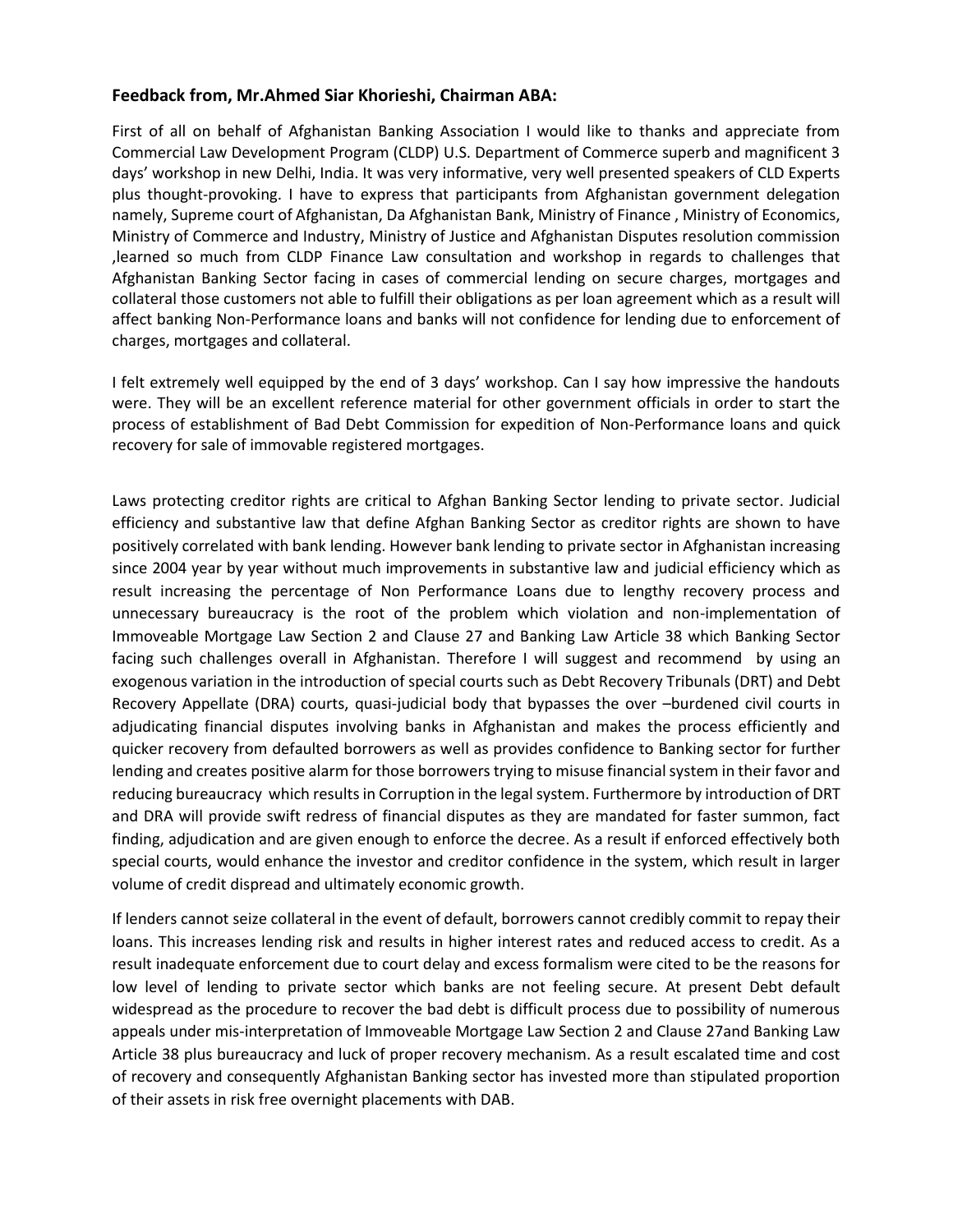**Feedback from, Mr.Ahmed Siar Khorieshi, Chairman ABA:**

First of all on behalf of Afghanistan Banking Association I would like to thanks and appreciate from Commercial Law Development Program (CLDP) U.S. Department of Commerce superb and magnificent 3 days' workshop in new Delhi, India. It was very informative, very well presented speakers of CLD Experts plus thought-provoking. I have to express that participants from Afghanistan government delegation namely, Supreme court of Afghanistan, Da Afghanistan Bank, Ministry of Finance , Ministry of Economics, Ministry of Commerce and Industry, Ministry of Justice and Afghanistan Disputes resolution commission ,learned so much from CLDP Finance Law consultation and workshop in regards to challenges that Afghanistan Banking Sector facing in cases of commercial lending on secure charges, mortgages and collateral those customers not able to fulfill their obligations as per loan agreement which as a result will affect banking Non-Performance loans and banks will not confidence for lending due to enforcement of charges, mortgages and collateral.

I felt extremely well equipped by the end of 3 days' workshop. Can I say how impressive the handouts were. They will be an excellent reference material for other government officials in order to start the process of establishment of Bad Debt Commission for expedition of Non-Performance loans and quick recovery for sale of immovable registered mortgages.

Laws protecting creditor rights are critical to Afghan Banking Sector lending to private sector. Judicial efficiency and substantive law that define Afghan Banking Sector as creditor rights are shown to have positively correlated with bank lending. However bank lending to private sector in Afghanistan increasing since 2004 year by year without much improvements in substantive law and judicial efficiency which as result increasing the percentage of Non Performance Loans due to lengthy recovery process and unnecessary bureaucracy is the root of the problem which violation and non-implementation of Immoveable Mortgage Law Section 2 and Clause 27 and Banking Law Article 38 which Banking Sector facing such challenges overall in Afghanistan. Therefore I will suggest and recommend by using an exogenous variation in the introduction of special courts such as Debt Recovery Tribunals (DRT) and Debt Recovery Appellate (DRA) courts, quasi-judicial body that bypasses the over –burdened civil courts in adjudicating financial disputes involving banks in Afghanistan and makes the process efficiently and quicker recovery from defaulted borrowers as well as provides confidence to Banking sector for further lending and creates positive alarm for those borrowers trying to misuse financial system in their favor and reducing bureaucracy which results in Corruption in the legal system. Furthermore by introduction of DRT and DRA will provide swift redress of financial disputes as they are mandated for faster summon, fact finding, adjudication and are given enough to enforce the decree. As a result if enforced effectively both special courts, would enhance the investor and creditor confidence in the system, which result in larger volume of credit dispread and ultimately economic growth.

If lenders cannot seize collateral in the event of default, borrowers cannot credibly commit to repay their loans. This increases lending risk and results in higher interest rates and reduced access to credit. As a result inadequate enforcement due to court delay and excess formalism were cited to be the reasons for low level of lending to private sector which banks are not feeling secure. At present Debt default widespread as the procedure to recover the bad debt is difficult process due to possibility of numerous appeals under mis-interpretation of Immoveable Mortgage Law Section 2 and Clause 27and Banking Law Article 38 plus bureaucracy and luck of proper recovery mechanism. As a result escalated time and cost of recovery and consequently Afghanistan Banking sector has invested more than stipulated proportion of their assets in risk free overnight placements with DAB.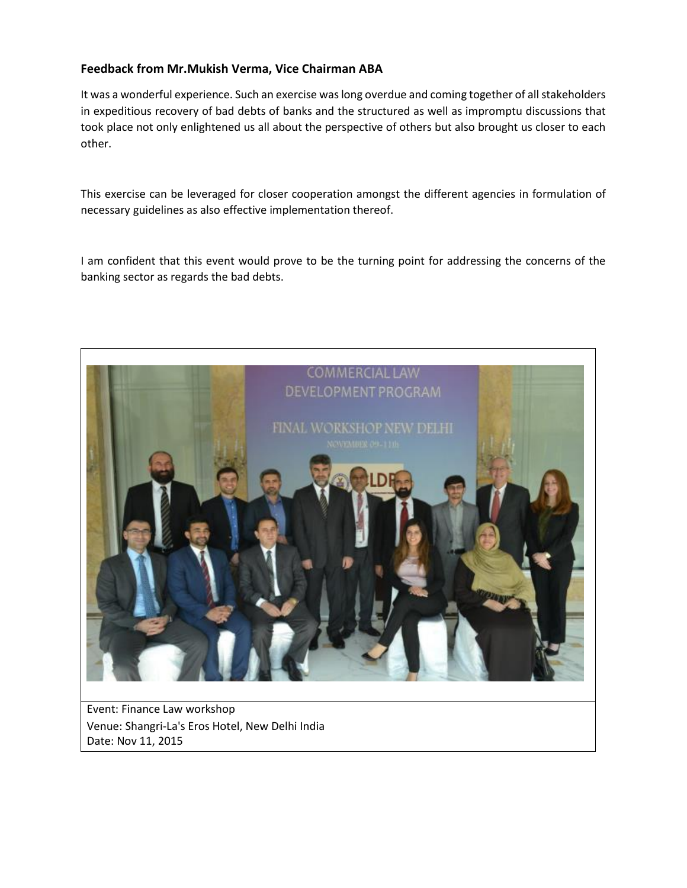**Feedback from Mr.Mukish Verma, Vice Chairman ABA**

It was a wonderful experience. Such an exercise was long overdue and coming together of all stakeholders in expeditious recovery of bad debts of banks and the structured as well as impromptu discussions that took place not only enlightened us all about the perspective of others but also brought us closer to each other.

This exercise can be leveraged for closer cooperation amongst the different agencies in formulation of necessary guidelines as also effective implementation thereof.

I am confident that this event would prove to be the turning point for addressing the concerns of the banking sector as regards the bad debts.

Event: Finance Law workshop
Venue: Shangri-La's Eros Hotel, New Delhi India
Date: Nov 11, 2015